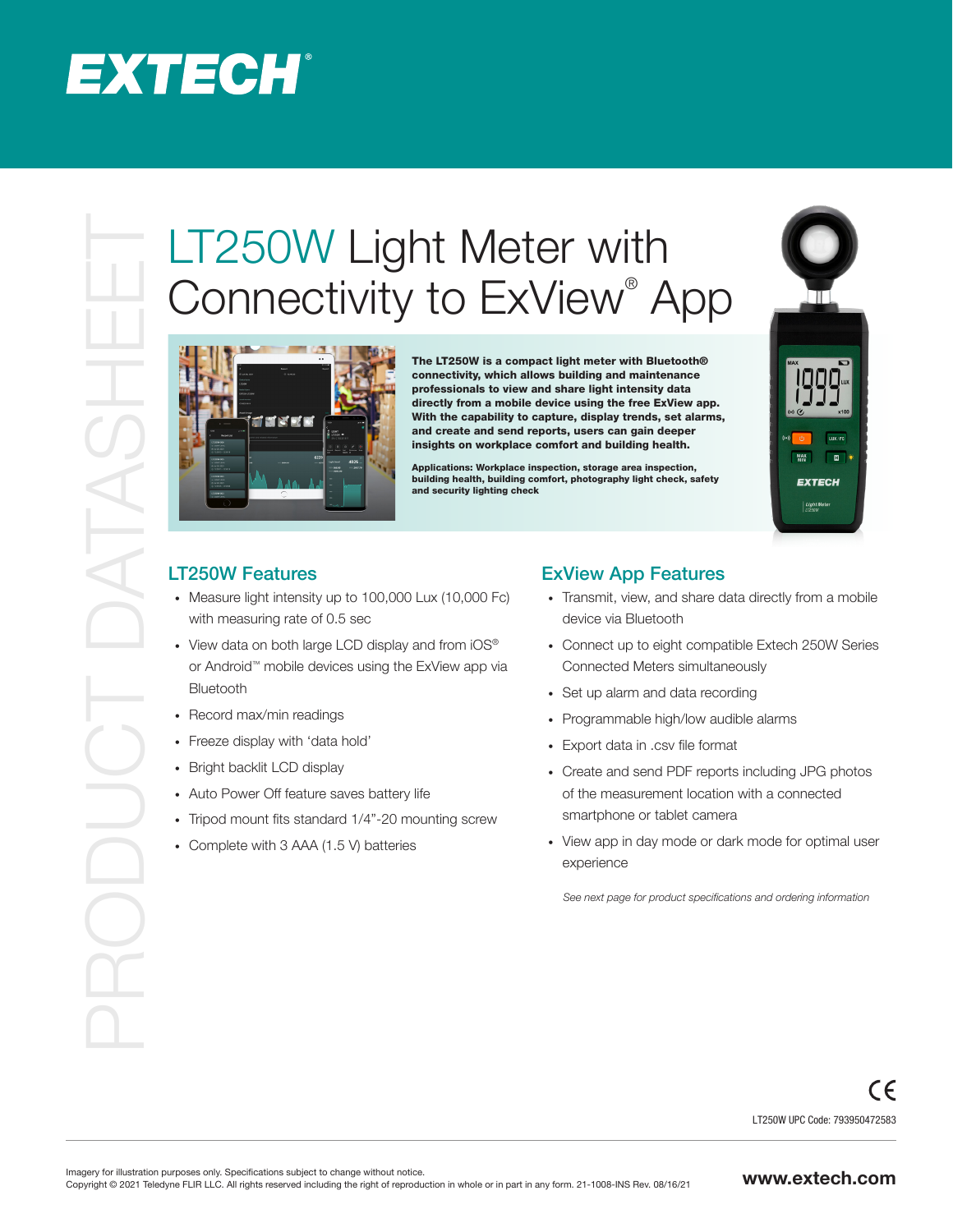# EXTECH®

PRODUCT DATASHEET

# LT250W Light Meter with Connectivity to ExView® App

**The LT250W is a compact light meter with Bluetooth® connectivity, which allows building and maintenance professionals to view and share light intensity data directly from a mobile device using the free ExView app. With the capability to capture, display trends, set alarms, and create and send reports, users can gain deeper insights on workplace comfort and building health.**

**Applications: Workplace inspection, storage area inspection, building health, building comfort, photography light check, safety and security lighting check**

## LT250W Features

- Measure light intensity up to 100,000 Lux (10,000 Fc) with measuring rate of 0.5 sec
- View data on both large LCD display and from iOS® or Android™ mobile devices using the ExView app via Bluetooth
- Record max/min readings
- Freeze display with 'data hold'
- Bright backlit LCD display
- Auto Power Off feature saves battery life
- Tripod mount fits standard 1/4"-20 mounting screw
- Complete with 3 AAA (1.5 V) batteries

## ExView App Features

- Transmit, view, and share data directly from a mobile device via Bluetooth
- Connect up to eight compatible Extech 250W Series Connected Meters simultaneously
- Set up alarm and data recording
- Programmable high/low audible alarms
- Export data in .csv file format
- Create and send PDF reports including JPG photos of the measurement location with a connected smartphone or tablet camera
- View app in day mode or dark mode for optimal user experience

*See next page for product specifications and ordering information*

CE

LT250W UPC Code: 793950472583

Imagery for illustration purposes only. Specifications subject to change without notice.
Copyright © 2021 Teledyne FLIR LLC. All rights reserved including the right of reproduction in whole or in part in any form. 21-1008-INS Rev. 08/16/21

**www.extech.com**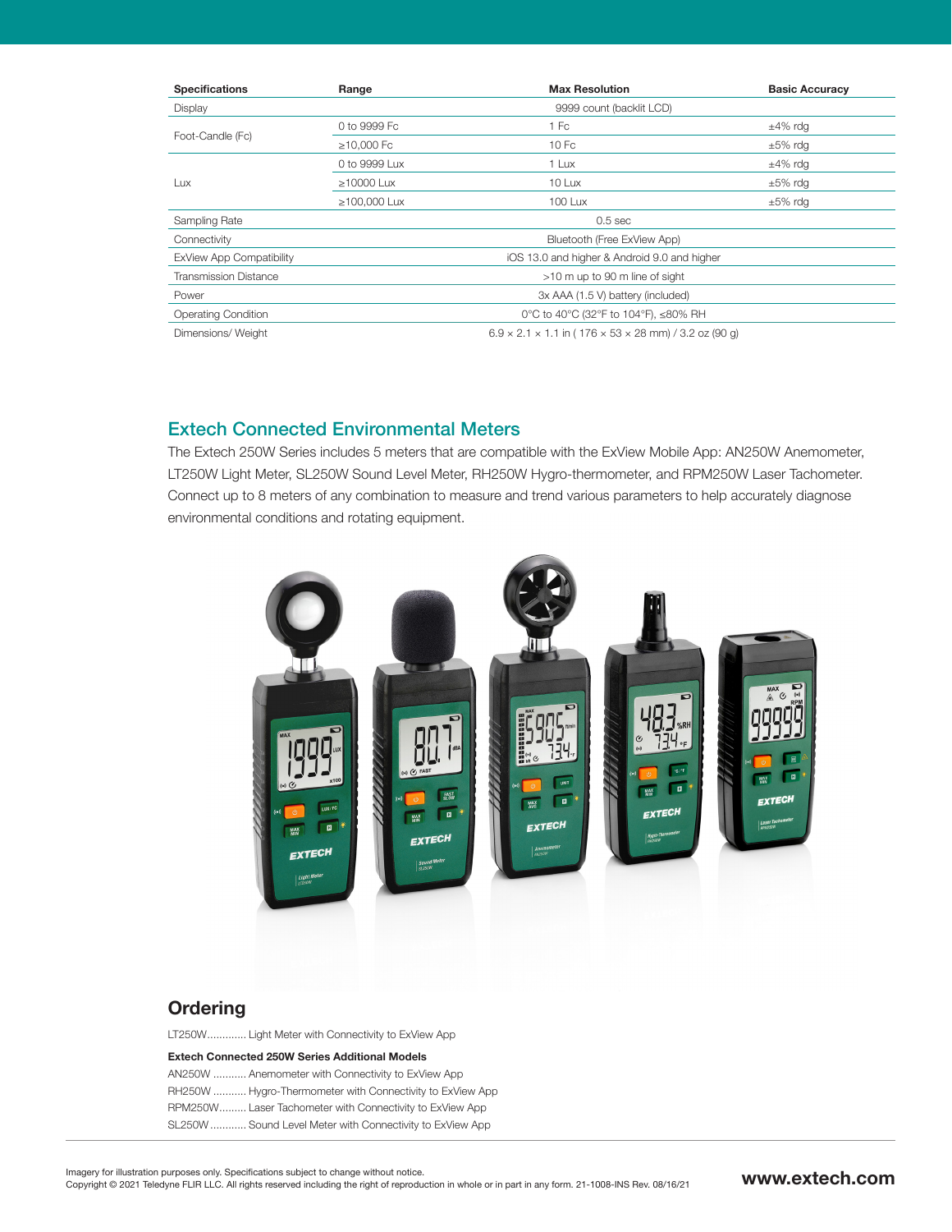| Specifications | Range | Max Resolution | Basic Accuracy |
|---|---|---|---|
| Display | | 9999 count (backlit LCD) | |
| Foot-Candle (Fc) | 0 to 9999 Fc | 1 Fc | ±4% rdg |
| | ≥10,000 Fc | 10 Fc | ±5% rdg |
| Lux | 0 to 9999 Lux | 1 Lux | ±4% rdg |
| | ≥10000 Lux | 10 Lux | ±5% rdg |
| | ≥100,000 Lux | 100 Lux | ±5% rdg |
| Sampling Rate | | 0.5 sec | |
| Connectivity | | Bluetooth (Free ExView App) | |
| ExView App Compatibility | | iOS 13.0 and higher & Android 9.0 and higher | |
| Transmission Distance | | >10 m up to 90 m line of sight | |
| Power | | 3x AAA (1.5 V) battery (included) | |
| Operating Condition | | 0°C to 40°C (32°F to 104°F), ≤80% RH | |
| Dimensions/ Weight | | 6.9 × 2.1 × 1.1 in ( 176 × 53 × 28 mm) / 3.2 oz (90 g) | |

## Extech Connected Environmental Meters

The Extech 250W Series includes 5 meters that are compatible with the ExView Mobile App: AN250W Anemometer, LT250W Light Meter, SL250W Sound Level Meter, RH250W Hygro-thermometer, and RPM250W Laser Tachometer. Connect up to 8 meters of any combination to measure and trend various parameters to help accurately diagnose environmental conditions and rotating equipment.

## Ordering

LT250W............ Light Meter with Connectivity to ExView App

**Extech Connected 250W Series Additional Models**

AN250W ........... Anemometer with Connectivity to ExView App
RH250W ........... Hygro-Thermometer with Connectivity to ExView App
RPM250W......... Laser Tachometer with Connectivity to ExView App
SL250W ........... Sound Level Meter with Connectivity to ExView App

Imagery for illustration purposes only. Specifications subject to change without notice.
Copyright © 2021 Teledyne FLIR LLC. All rights reserved including the right of reproduction in whole or in part in any form. 21-1008-INS Rev. 08/16/21

www.extech.com